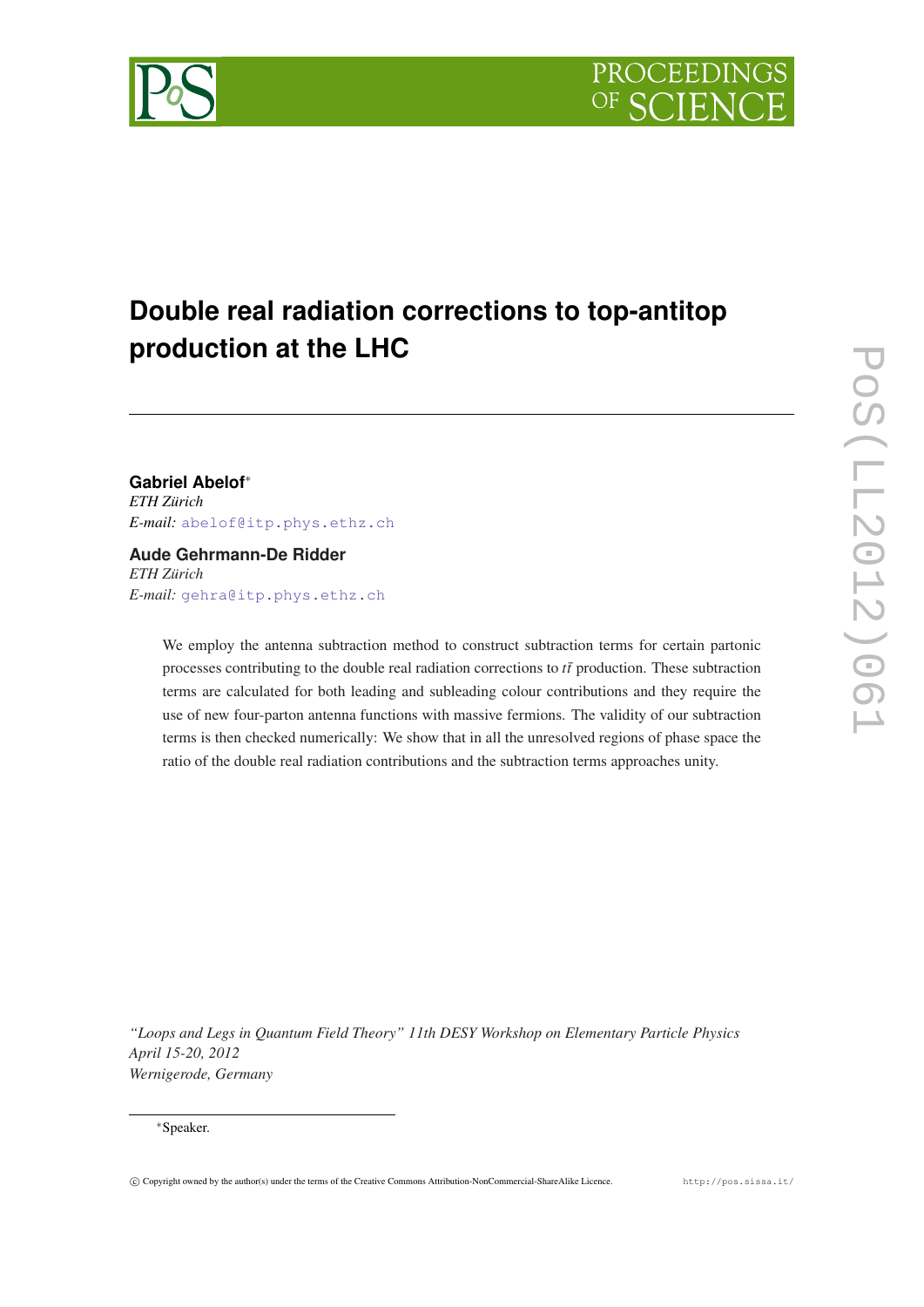# Double real radiation corrections to top-antitop production at the LHC

**Gabriel Abelof**[*]
*ETH Zürich*
*E-mail:* abelof@itp.phys.ethz.ch

**Aude Gehrmann-De Ridder**
*ETH Zürich*
*E-mail:* gehra@itp.phys.ethz.ch

We employ the antenna subtraction method to construct subtraction terms for certain partonic processes contributing to the double real radiation corrections to $t\bar{t}$ production. These subtraction terms are calculated for both leading and subleading colour contributions and they require the use of new four-parton antenna functions with massive fermions. The validity of our subtraction terms is then checked numerically: We show that in all the unresolved regions of phase space the ratio of the double real radiation contributions and the subtraction terms approaches unity.

*"Loops and Legs in Quantum Field Theory" 11th DESY Workshop on Elementary Particle Physics*
*April 15-20, 2012*
*Wernigerode, Germany*

[*]Speaker.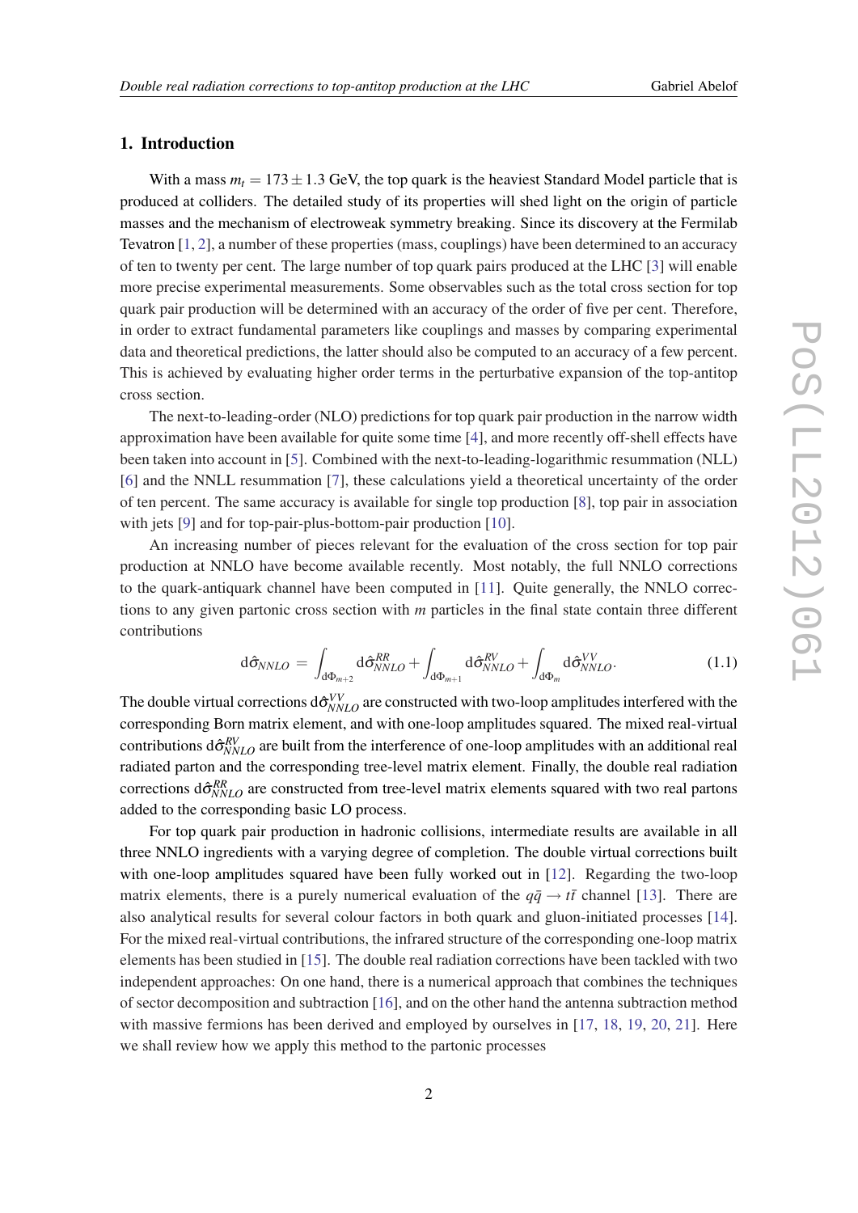## 1. Introduction

With a mass $m_t = 173 \pm 1.3$ GeV, the top quark is the heaviest Standard Model particle that is produced at colliders. The detailed study of its properties will shed light on the origin of particle masses and the mechanism of electroweak symmetry breaking. Since its discovery at the Fermilab Tevatron [1, 2], a number of these properties (mass, couplings) have been determined to an accuracy of ten to twenty per cent. The large number of top quark pairs produced at the LHC [3] will enable more precise experimental measurements. Some observables such as the total cross section for top quark pair production will be determined with an accuracy of the order of five per cent. Therefore, in order to extract fundamental parameters like couplings and masses by comparing experimental data and theoretical predictions, the latter should also be computed to an accuracy of a few percent. This is achieved by evaluating higher order terms in the perturbative expansion of the top-antitop cross section.

The next-to-leading-order (NLO) predictions for top quark pair production in the narrow width approximation have been available for quite some time [4], and more recently off-shell effects have been taken into account in [5]. Combined with the next-to-leading-logarithmic resummation (NLL) [6] and the NNLL resummation [7], these calculations yield a theoretical uncertainty of the order of ten percent. The same accuracy is available for single top production [8], top pair in association with jets [9] and for top-pair-plus-bottom-pair production [10].

An increasing number of pieces relevant for the evaluation of the cross section for top pair production at NNLO have become available recently. Most notably, the full NNLO corrections to the quark-antiquark channel have been computed in [11]. Quite generally, the NNLO corrections to any given partonic cross section with $m$ particles in the final state contain three different contributions

$$d\hat{\sigma}_{NNLO} = \int_{d\Phi_{m+2}} d\hat{\sigma}^{RR}_{NNLO} + \int_{d\Phi_{m+1}} d\hat{\sigma}^{RV}_{NNLO} + \int_{d\Phi_{m}} d\hat{\sigma}^{VV}_{NNLO}. \tag{1.1}$$

The double virtual corrections $d\hat{\sigma}^{VV}_{NNLO}$ are constructed with two-loop amplitudes interfered with the corresponding Born matrix element, and with one-loop amplitudes squared. The mixed real-virtual contributions $d\hat{\sigma}^{RV}_{NNLO}$ are built from the interference of one-loop amplitudes with an additional real radiated parton and the corresponding tree-level matrix element. Finally, the double real radiation corrections $d\hat{\sigma}^{RR}_{NNLO}$ are constructed from tree-level matrix elements squared with two real partons added to the corresponding basic LO process.

For top quark pair production in hadronic collisions, intermediate results are available in all three NNLO ingredients with a varying degree of completion. The double virtual corrections built with one-loop amplitudes squared have been fully worked out in [12]. Regarding the two-loop matrix elements, there is a purely numerical evaluation of the $q\bar{q} \to t\bar{t}$ channel [13]. There are also analytical results for several colour factors in both quark and gluon-initiated processes [14]. For the mixed real-virtual contributions, the infrared structure of the corresponding one-loop matrix elements has been studied in [15]. The double real radiation corrections have been tackled with two independent approaches: On one hand, there is a numerical approach that combines the techniques of sector decomposition and subtraction [16], and on the other hand the antenna subtraction method with massive fermions has been derived and employed by ourselves in [17, 18, 19, 20, 21]. Here we shall review how we apply this method to the partonic processes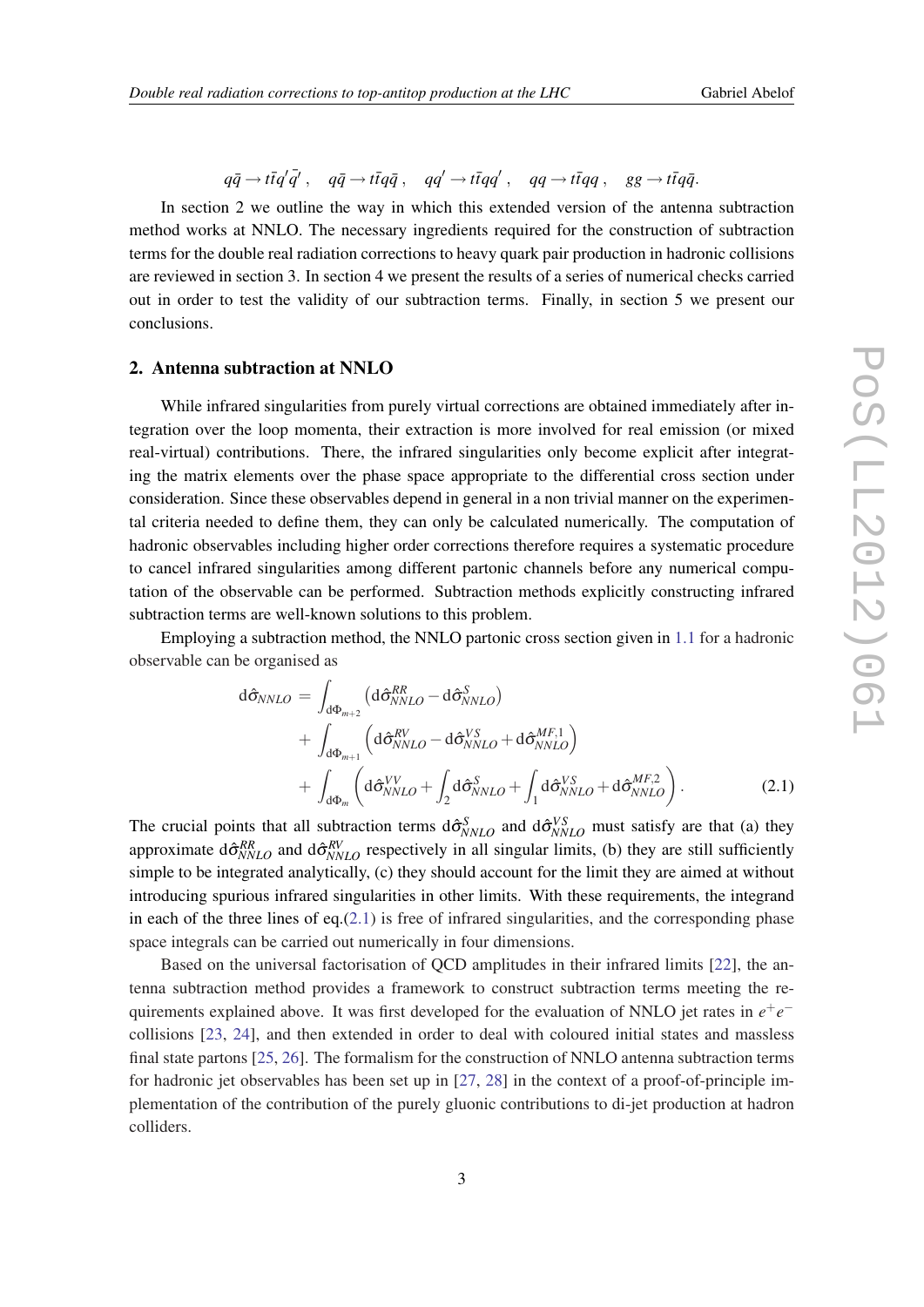$$q\bar{q} \to t\bar{t}q'\bar{q}' \,, \quad q\bar{q} \to t\bar{t}q\bar{q} \,, \quad qq' \to t\bar{t}qq' \,, \quad qq \to t\bar{t}qq \,, \quad gg \to t\bar{t}q\bar{q}.$$

In section 2 we outline the way in which this extended version of the antenna subtraction method works at NNLO. The necessary ingredients required for the construction of subtraction terms for the double real radiation corrections to heavy quark pair production in hadronic collisions are reviewed in section 3. In section 4 we present the results of a series of numerical checks carried out in order to test the validity of our subtraction terms. Finally, in section 5 we present our conclusions.

## 2. Antenna subtraction at NNLO

While infrared singularities from purely virtual corrections are obtained immediately after integration over the loop momenta, their extraction is more involved for real emission (or mixed real-virtual) contributions. There, the infrared singularities only become explicit after integrating the matrix elements over the phase space appropriate to the differential cross section under consideration. Since these observables depend in general in a non trivial manner on the experimental criteria needed to define them, they can only be calculated numerically. The computation of hadronic observables including higher order corrections therefore requires a systematic procedure to cancel infrared singularities among different partonic channels before any numerical computation of the observable can be performed. Subtraction methods explicitly constructing infrared subtraction terms are well-known solutions to this problem.

Employing a subtraction method, the NNLO partonic cross section given in 1.1 for a hadronic observable can be organised as

$$\begin{aligned}
\mathrm{d}\hat{\sigma}_{NNLO} = & \int_{\mathrm{d}\Phi_{m+2}} \left( \mathrm{d}\hat{\sigma}^{RR}_{NNLO} - \mathrm{d}\hat{\sigma}^{S}_{NNLO} \right) \\
& + \int_{\mathrm{d}\Phi_{m+1}} \left( \mathrm{d}\hat{\sigma}^{RV}_{NNLO} - \mathrm{d}\hat{\sigma}^{VS}_{NNLO} + \mathrm{d}\hat{\sigma}^{MF,1}_{NNLO} \right) \\
& + \int_{\mathrm{d}\Phi_{m}} \left( \mathrm{d}\hat{\sigma}^{VV}_{NNLO} + \int_2 \mathrm{d}\hat{\sigma}^{S}_{NNLO} + \int_1 \mathrm{d}\hat{\sigma}^{VS}_{NNLO} + \mathrm{d}\hat{\sigma}^{MF,2}_{NNLO} \right).
\end{aligned} \tag{2.1}$$

The crucial points that all subtraction terms $\mathrm{d}\hat{\sigma}^{S}_{NNLO}$ and $\mathrm{d}\hat{\sigma}^{VS}_{NNLO}$ must satisfy are that (a) they approximate $\mathrm{d}\hat{\sigma}^{RR}_{NNLO}$ and $\mathrm{d}\hat{\sigma}^{RV}_{NNLO}$ respectively in all singular limits, (b) they are still sufficiently simple to be integrated analytically, (c) they should account for the limit they are aimed at without introducing spurious infrared singularities in other limits. With these requirements, the integrand in each of the three lines of eq.(2.1) is free of infrared singularities, and the corresponding phase space integrals can be carried out numerically in four dimensions.

Based on the universal factorisation of QCD amplitudes in their infrared limits [22], the antenna subtraction method provides a framework to construct subtraction terms meeting the requirements explained above. It was first developed for the evaluation of NNLO jet rates in $e^+e^-$ collisions [23, 24], and then extended in order to deal with coloured initial states and massless final state partons [25, 26]. The formalism for the construction of NNLO antenna subtraction terms for hadronic jet observables has been set up in [27, 28] in the context of a proof-of-principle implementation of the contribution of the purely gluonic contributions to di-jet production at hadron colliders.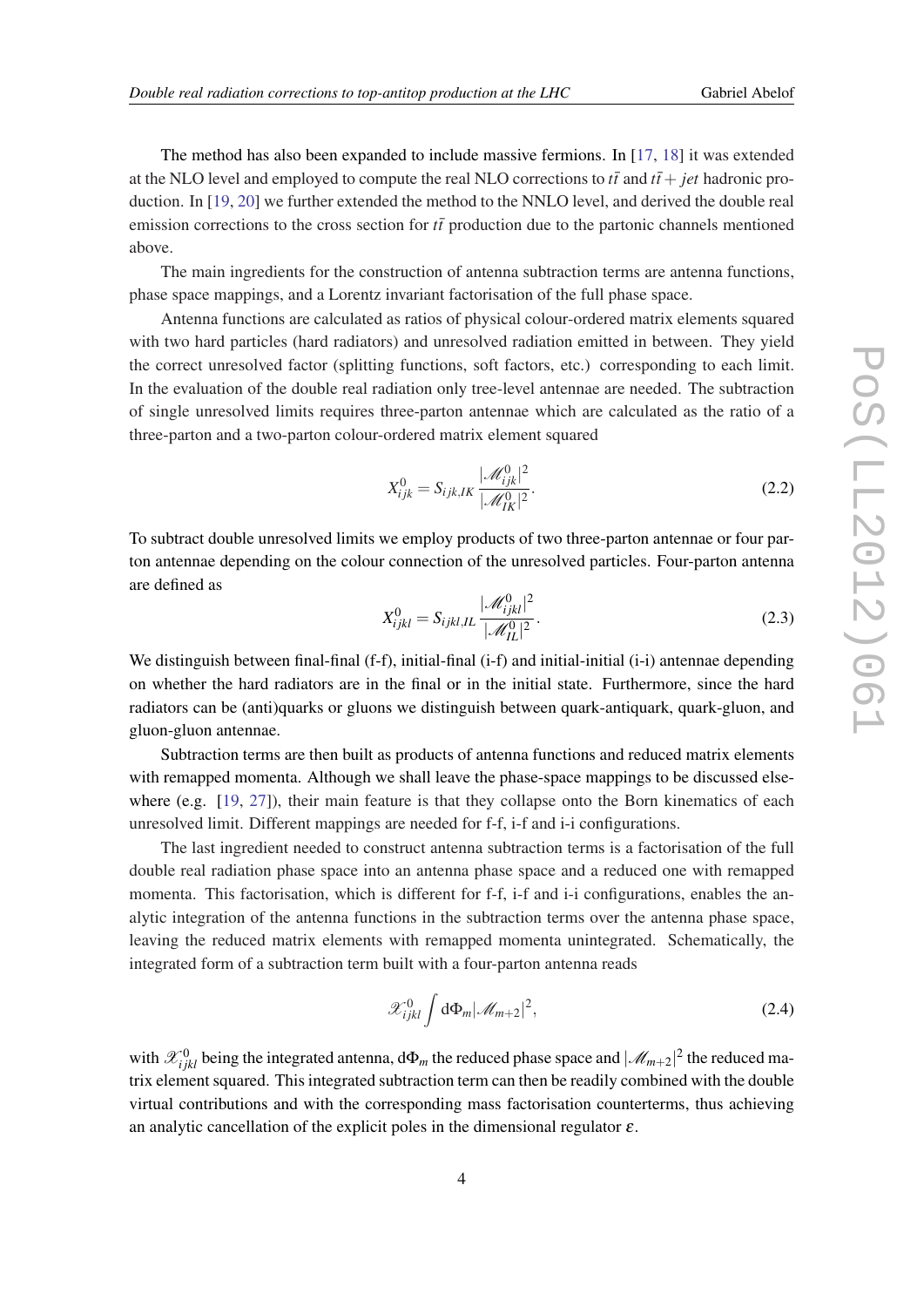The method has also been expanded to include massive fermions. In [17, 18] it was extended at the NLO level and employed to compute the real NLO corrections to $t\bar{t}$ and $t\bar{t}+jet$ hadronic production. In [19, 20] we further extended the method to the NNLO level, and derived the double real emission corrections to the cross section for $t\bar{t}$ production due to the partonic channels mentioned above.

The main ingredients for the construction of antenna subtraction terms are antenna functions, phase space mappings, and a Lorentz invariant factorisation of the full phase space.

Antenna functions are calculated as ratios of physical colour-ordered matrix elements squared with two hard particles (hard radiators) and unresolved radiation emitted in between. They yield the correct unresolved factor (splitting functions, soft factors, etc.) corresponding to each limit. In the evaluation of the double real radiation only tree-level antennae are needed. The subtraction of single unresolved limits requires three-parton antennae which are calculated as the ratio of a three-parton and a two-parton colour-ordered matrix element squared

$$X^0_{ijk} = S_{ijk,IK}\frac{|\mathscr{M}^0_{ijk}|^2}{|\mathscr{M}^0_{IK}|^2}. \tag{2.2}$$

To subtract double unresolved limits we employ products of two three-parton antennae or four parton antennae depending on the colour connection of the unresolved particles. Four-parton antenna are defined as

$$X^0_{ijkl} = S_{ijkl,IL}\frac{|\mathscr{M}^0_{ijkl}|^2}{|\mathscr{M}^0_{IL}|^2}. \tag{2.3}$$

We distinguish between final-final (f-f), initial-final (i-f) and initial-initial (i-i) antennae depending on whether the hard radiators are in the final or in the initial state. Furthermore, since the hard radiators can be (anti)quarks or gluons we distinguish between quark-antiquark, quark-gluon, and gluon-gluon antennae.

Subtraction terms are then built as products of antenna functions and reduced matrix elements with remapped momenta. Although we shall leave the phase-space mappings to be discussed elsewhere (e.g. [19, 27]), their main feature is that they collapse onto the Born kinematics of each unresolved limit. Different mappings are needed for f-f, i-f and i-i configurations.

The last ingredient needed to construct antenna subtraction terms is a factorisation of the full double real radiation phase space into an antenna phase space and a reduced one with remapped momenta. This factorisation, which is different for f-f, i-f and i-i configurations, enables the analytic integration of the antenna functions in the subtraction terms over the antenna phase space, leaving the reduced matrix elements with remapped momenta unintegrated. Schematically, the integrated form of a subtraction term built with a four-parton antenna reads

$$\mathscr{X}^0_{ijkl}\int \mathrm{d}\Phi_m|\mathscr{M}_{m+2}|^2, \tag{2.4}$$

with $\mathscr{X}^0_{ijkl}$ being the integrated antenna, $\mathrm{d}\Phi_m$ the reduced phase space and $|\mathscr{M}_{m+2}|^2$ the reduced matrix element squared. This integrated subtraction term can then be readily combined with the double virtual contributions and with the corresponding mass factorisation counterterms, thus achieving an analytic cancellation of the explicit poles in the dimensional regulator $\varepsilon$.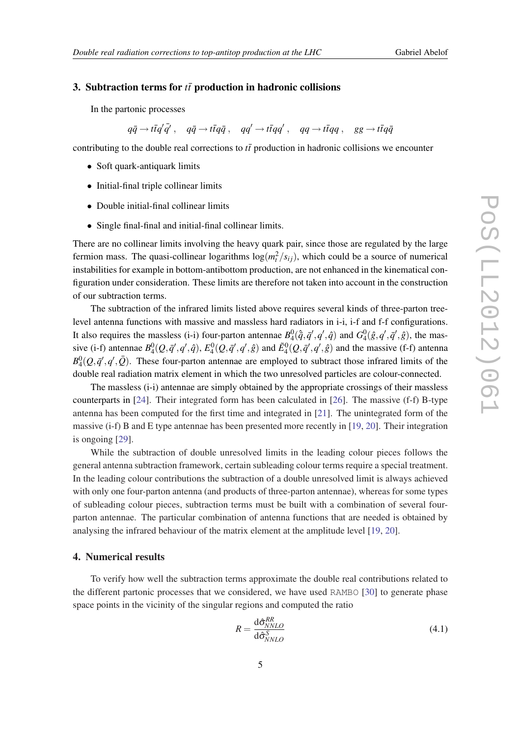## 3. Subtraction terms for $t\bar{t}$ production in hadronic collisions

In the partonic processes

$$q\bar{q} \to t\bar{t}q'\bar{q}' \,, \quad q\bar{q} \to t\bar{t}q\bar{q} \,, \quad qq' \to t\bar{t}qq' \,, \quad qq \to t\bar{t}qq \,, \quad gg \to t\bar{t}q\bar{q}$$

contributing to the double real corrections to $t\bar{t}$ production in hadronic collisions we encounter

- Soft quark-antiquark limits
- Initial-final triple collinear limits
- Double initial-final collinear limits
- Single final-final and initial-final collinear limits.

There are no collinear limits involving the heavy quark pair, since those are regulated by the large fermion mass. The quasi-collinear logarithms $\log(m_t^2/s_{ij})$, which could be a source of numerical instabilities for example in bottom-antibottom production, are not enhanced in the kinematical configuration under consideration. These limits are therefore not taken into account in the construction of our subtraction terms.

The subtraction of the infrared limits listed above requires several kinds of three-parton tree-level antenna functions with massive and massless hard radiators in i-i, i-f and f-f configurations. It also requires the massless (i-i) four-parton antennae $B_4^0(\hat{\bar{q}}, \bar{q}', q', \hat{q})$ and $G_4^0(\hat{g}, q', \bar{q}', \hat{g})$, the massive (i-f) antennae $B_4^0(Q, \bar{q}', q', \hat{q})$, $E_4^0(Q, \bar{q}', q', \hat{g})$ and $\tilde{E}_4^0(Q, \bar{q}', q', \hat{g})$ and the massive (f-f) antenna $B_4^0(Q, \bar{q}', q', \bar{Q})$. These four-parton antennae are employed to subtract those infrared limits of the double real radiation matrix element in which the two unresolved particles are colour-connected.

The massless (i-i) antennae are simply obtained by the appropriate crossings of their massless counterparts in [24]. Their integrated form has been calculated in [26]. The massive (f-f) B-type antenna has been computed for the first time and integrated in [21]. The unintegrated form of the massive (i-f) B and E type antennae has been presented more recently in [19, 20]. Their integration is ongoing [29].

While the subtraction of double unresolved limits in the leading colour pieces follows the general antenna subtraction framework, certain subleading colour terms require a special treatment. In the leading colour contributions the subtraction of a double unresolved limit is always achieved with only one four-parton antenna (and products of three-parton antennae), whereas for some types of subleading colour pieces, subtraction terms must be built with a combination of several four-parton antennae. The particular combination of antenna functions that are needed is obtained by analysing the infrared behaviour of the matrix element at the amplitude level [19, 20].

## 4. Numerical results

To verify how well the subtraction terms approximate the double real contributions related to the different partonic processes that we considered, we have used RAMBO [30] to generate phase space points in the vicinity of the singular regions and computed the ratio

$$R = \frac{\mathrm{d}\hat{\sigma}_{NNLO}^{RR}}{\mathrm{d}\hat{\sigma}_{NNLO}^{S}} \tag{4.1}$$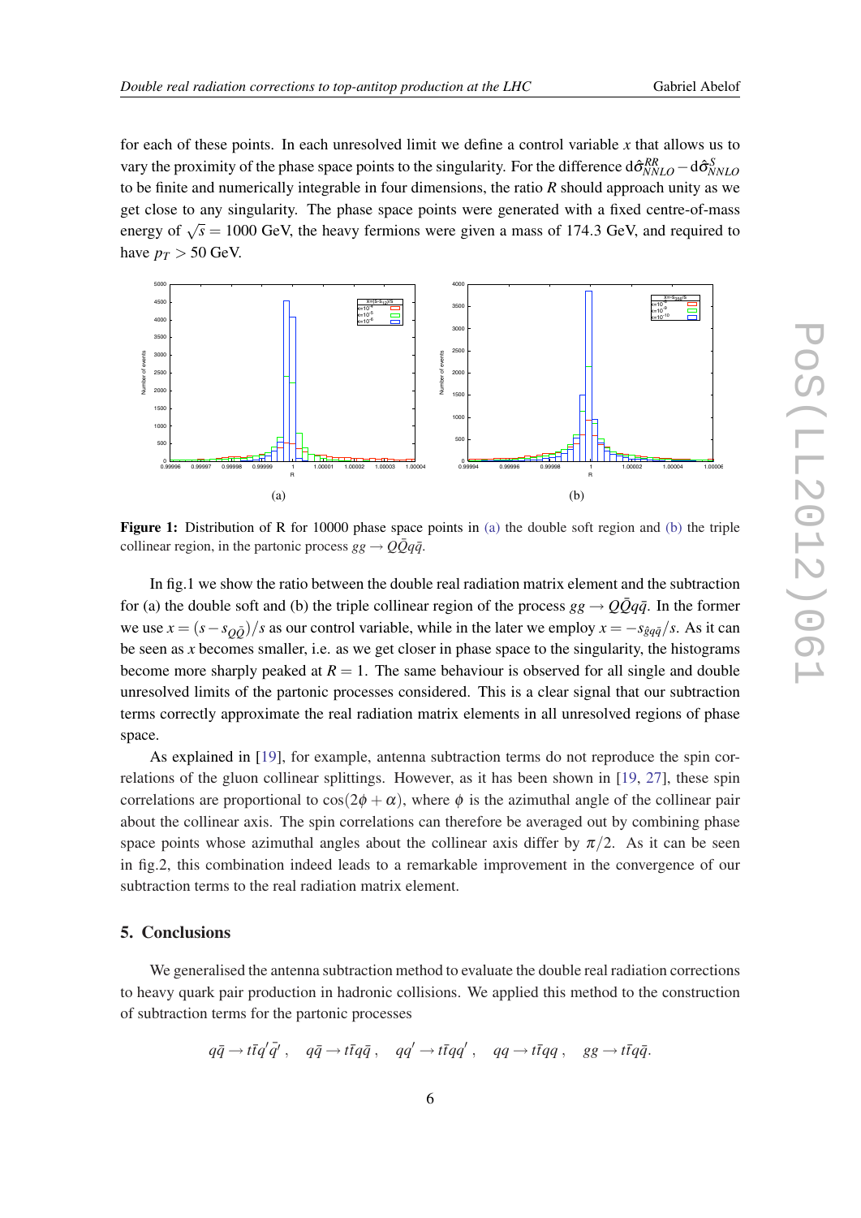for each of these points. In each unresolved limit we define a control variable $x$ that allows us to vary the proximity of the phase space points to the singularity. For the difference $\mathrm{d}\hat{\sigma}^{RR}_{NNLO} - \mathrm{d}\hat{\sigma}^{S}_{NNLO}$ to be finite and numerically integrable in four dimensions, the ratio $R$ should approach unity as we get close to any singularity. The phase space points were generated with a fixed centre-of-mass energy of $\sqrt{s} = 1000$ GeV, the heavy fermions were given a mass of 174.3 GeV, and required to have $p_T > 50$ GeV.

**Figure 1:** Distribution of R for 10000 phase space points in (a) the double soft region and (b) the triple collinear region, in the partonic process $gg \to Q\bar{Q}q\bar{q}$.

In fig.1 we show the ratio between the double real radiation matrix element and the subtraction for (a) the double soft and (b) the triple collinear region of the process $gg \to Q\bar{Q}q\bar{q}$. In the former we use $x = (s - s_{Q\bar{Q}})/s$ as our control variable, while in the later we employ $x = -s_{\hat{g}q\bar{q}}/s$. As it can be seen as $x$ becomes smaller, i.e. as we get closer in phase space to the singularity, the histograms become more sharply peaked at $R = 1$. The same behaviour is observed for all single and double unresolved limits of the partonic processes considered. This is a clear signal that our subtraction terms correctly approximate the real radiation matrix elements in all unresolved regions of phase space.

As explained in [19], for example, antenna subtraction terms do not reproduce the spin correlations of the gluon collinear splittings. However, as it has been shown in [19, 27], these spin correlations are proportional to $\cos(2\phi + \alpha)$, where $\phi$ is the azimuthal angle of the collinear pair about the collinear axis. The spin correlations can therefore be averaged out by combining phase space points whose azimuthal angles about the collinear axis differ by $\pi/2$. As it can be seen in fig.2, this combination indeed leads to a remarkable improvement in the convergence of our subtraction terms to the real radiation matrix element.

## 5. Conclusions

We generalised the antenna subtraction method to evaluate the double real radiation corrections to heavy quark pair production in hadronic collisions. We applied this method to the construction of subtraction terms for the partonic processes

$$q\bar{q} \to t\bar{t}q'\bar{q}', \quad q\bar{q} \to t\bar{t}q\bar{q}, \quad qq' \to t\bar{t}qq', \quad qq \to t\bar{t}qq, \quad gg \to t\bar{t}q\bar{q}.$$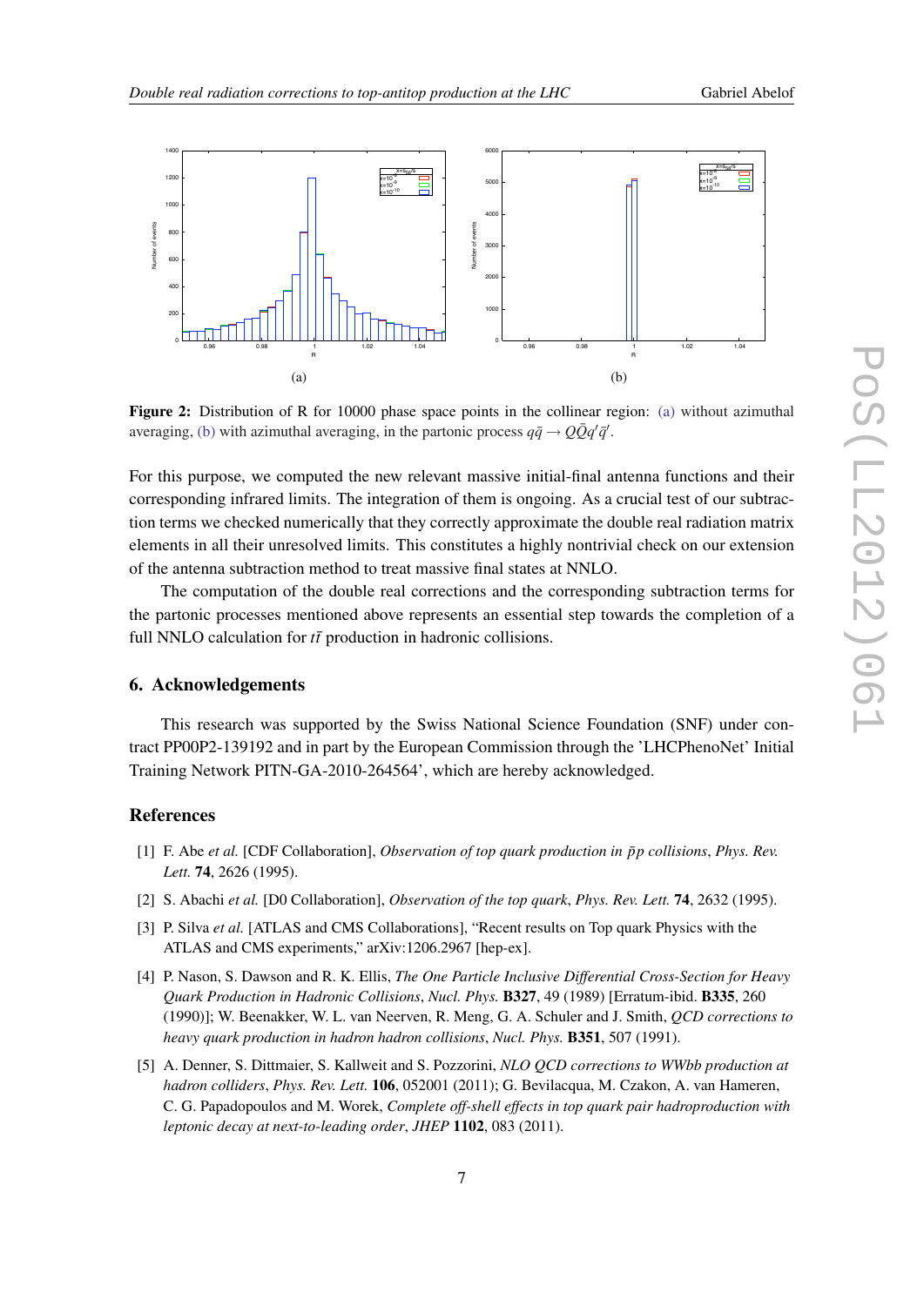**Figure 2:** Distribution of R for 10000 phase space points in the collinear region: (a) without azimuthal averaging, (b) with azimuthal averaging, in the partonic process $q\bar{q} \to Q\bar{Q}q'\bar{q}'$.

For this purpose, we computed the new relevant massive initial-final antenna functions and their corresponding infrared limits. The integration of them is ongoing. As a crucial test of our subtraction terms we checked numerically that they correctly approximate the double real radiation matrix elements in all their unresolved limits. This constitutes a highly nontrivial check on our extension of the antenna subtraction method to treat massive final states at NNLO.

The computation of the double real corrections and the corresponding subtraction terms for the partonic processes mentioned above represents an essential step towards the completion of a full NNLO calculation for $t\bar{t}$ production in hadronic collisions.

## 6. Acknowledgements

This research was supported by the Swiss National Science Foundation (SNF) under contract PP00P2-139192 and in part by the European Commission through the 'LHCPhenoNet' Initial Training Network PITN-GA-2010-264564', which are hereby acknowledged.

## References

[1] F. Abe *et al.* [CDF Collaboration], *Observation of top quark production in $\bar{p}p$ collisions*, *Phys. Rev. Lett.* **74**, 2626 (1995).

[2] S. Abachi *et al.* [D0 Collaboration], *Observation of the top quark*, *Phys. Rev. Lett.* **74**, 2632 (1995).

[3] P. Silva *et al.* [ATLAS and CMS Collaborations], "Recent results on Top quark Physics with the ATLAS and CMS experiments," arXiv:1206.2967 [hep-ex].

[4] P. Nason, S. Dawson and R. K. Ellis, *The One Particle Inclusive Differential Cross-Section for Heavy Quark Production in Hadronic Collisions*, *Nucl. Phys.* **B327**, 49 (1989) [Erratum-ibid. **B335**, 260 (1990)]; W. Beenakker, W. L. van Neerven, R. Meng, G. A. Schuler and J. Smith, *QCD corrections to heavy quark production in hadron hadron collisions*, *Nucl. Phys.* **B351**, 507 (1991).

[5] A. Denner, S. Dittmaier, S. Kallweit and S. Pozzorini, *NLO QCD corrections to WWbb production at hadron colliders*, *Phys. Rev. Lett.* **106**, 052001 (2011); G. Bevilacqua, M. Czakon, A. van Hameren, C. G. Papadopoulos and M. Worek, *Complete off-shell effects in top quark pair hadroproduction with leptonic decay at next-to-leading order*, *JHEP* **1102**, 083 (2011).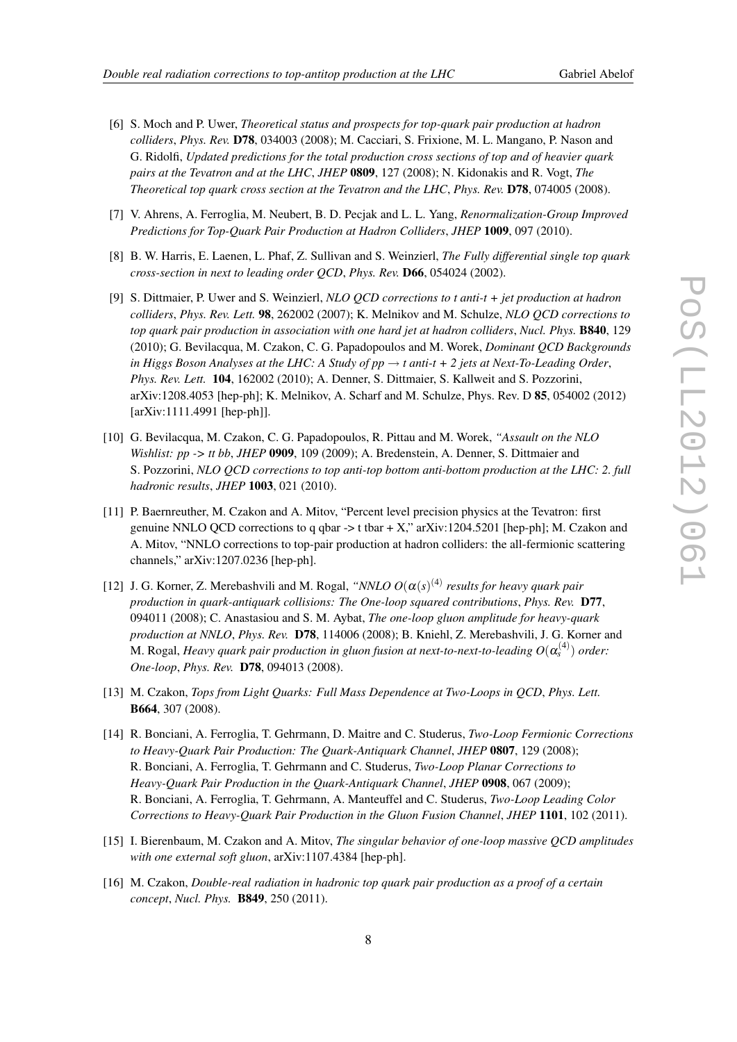[6] S. Moch and P. Uwer, *Theoretical status and prospects for top-quark pair production at hadron colliders*, *Phys. Rev.* **D78**, 034003 (2008); M. Cacciari, S. Frixione, M. L. Mangano, P. Nason and G. Ridolfi, *Updated predictions for the total production cross sections of top and of heavier quark pairs at the Tevatron and at the LHC*, *JHEP* **0809**, 127 (2008); N. Kidonakis and R. Vogt, *The Theoretical top quark cross section at the Tevatron and the LHC*, *Phys. Rev.* **D78**, 074005 (2008).

[7] V. Ahrens, A. Ferroglia, M. Neubert, B. D. Pecjak and L. L. Yang, *Renormalization-Group Improved Predictions for Top-Quark Pair Production at Hadron Colliders*, *JHEP* **1009**, 097 (2010).

[8] B. W. Harris, E. Laenen, L. Phaf, Z. Sullivan and S. Weinzierl, *The Fully differential single top quark cross-section in next to leading order QCD*, *Phys. Rev.* **D66**, 054024 (2002).

[9] S. Dittmaier, P. Uwer and S. Weinzierl, *NLO QCD corrections to t anti-t + jet production at hadron colliders*, *Phys. Rev. Lett.* **98**, 262002 (2007); K. Melnikov and M. Schulze, *NLO QCD corrections to top quark pair production in association with one hard jet at hadron colliders*, *Nucl. Phys.* **B840**, 129 (2010); G. Bevilacqua, M. Czakon, C. G. Papadopoulos and M. Worek, *Dominant QCD Backgrounds in Higgs Boson Analyses at the LHC: A Study of pp $\rightarrow$ t anti-t + 2 jets at Next-To-Leading Order*, *Phys. Rev. Lett.* **104**, 162002 (2010); A. Denner, S. Dittmaier, S. Kallweit and S. Pozzorini, arXiv:1208.4053 [hep-ph]; K. Melnikov, A. Scharf and M. Schulze, Phys. Rev. D **85**, 054002 (2012) [arXiv:1111.4991 [hep-ph]].

[10] G. Bevilacqua, M. Czakon, C. G. Papadopoulos, R. Pittau and M. Worek, *"Assault on the NLO Wishlist: pp -> tt bb*, *JHEP* **0909**, 109 (2009); A. Bredenstein, A. Denner, S. Dittmaier and S. Pozzorini, *NLO QCD corrections to top anti-top bottom anti-bottom production at the LHC: 2. full hadronic results*, *JHEP* **1003**, 021 (2010).

[11] P. Baernreuther, M. Czakon and A. Mitov, "Percent level precision physics at the Tevatron: first genuine NNLO QCD corrections to q qbar -> t tbar + X," arXiv:1204.5201 [hep-ph]; M. Czakon and A. Mitov, "NNLO corrections to top-pair production at hadron colliders: the all-fermionic scattering channels," arXiv:1207.0236 [hep-ph].

[12] J. G. Korner, Z. Merebashvili and M. Rogal, *"NNLO $O(\alpha(s)^{(4)}$ results for heavy quark pair production in quark-antiquark collisions: The One-loop squared contributions*, *Phys. Rev.* **D77**, 094011 (2008); C. Anastasiou and S. M. Aybat, *The one-loop gluon amplitude for heavy-quark production at NNLO*, *Phys. Rev.* **D78**, 114006 (2008); B. Kniehl, Z. Merebashvili, J. G. Korner and M. Rogal, *Heavy quark pair production in gluon fusion at next-to-next-to-leading $O(\alpha_s^{(4)})$ order: One-loop*, *Phys. Rev.* **D78**, 094013 (2008).

[13] M. Czakon, *Tops from Light Quarks: Full Mass Dependence at Two-Loops in QCD*, *Phys. Lett.* **B664**, 307 (2008).

[14] R. Bonciani, A. Ferroglia, T. Gehrmann, D. Maitre and C. Studerus, *Two-Loop Fermionic Corrections to Heavy-Quark Pair Production: The Quark-Antiquark Channel*, *JHEP* **0807**, 129 (2008); R. Bonciani, A. Ferroglia, T. Gehrmann and C. Studerus, *Two-Loop Planar Corrections to Heavy-Quark Pair Production in the Quark-Antiquark Channel*, *JHEP* **0908**, 067 (2009); R. Bonciani, A. Ferroglia, T. Gehrmann, A. Manteuffel and C. Studerus, *Two-Loop Leading Color Corrections to Heavy-Quark Pair Production in the Gluon Fusion Channel*, *JHEP* **1101**, 102 (2011).

[15] I. Bierenbaum, M. Czakon and A. Mitov, *The singular behavior of one-loop massive QCD amplitudes with one external soft gluon*, arXiv:1107.4384 [hep-ph].

[16] M. Czakon, *Double-real radiation in hadronic top quark pair production as a proof of a certain concept*, *Nucl. Phys.* **B849**, 250 (2011).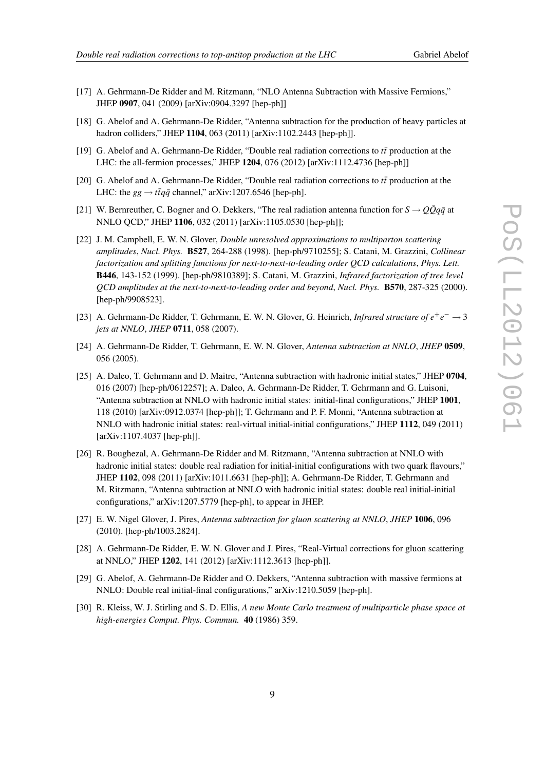[17] A. Gehrmann-De Ridder and M. Ritzmann, "NLO Antenna Subtraction with Massive Fermions," JHEP **0907**, 041 (2009) [arXiv:0904.3297 [hep-ph]]

[18] G. Abelof and A. Gehrmann-De Ridder, "Antenna subtraction for the production of heavy particles at hadron colliders," JHEP **1104**, 063 (2011) [arXiv:1102.2443 [hep-ph]].

[19] G. Abelof and A. Gehrmann-De Ridder, "Double real radiation corrections to $t\bar{t}$ production at the LHC: the all-fermion processes," JHEP **1204**, 076 (2012) [arXiv:1112.4736 [hep-ph]]

[20] G. Abelof and A. Gehrmann-De Ridder, "Double real radiation corrections to $t\bar{t}$ production at the LHC: the $gg \to t\bar{t}q\bar{q}$ channel," arXiv:1207.6546 [hep-ph].

[21] W. Bernreuther, C. Bogner and O. Dekkers, "The real radiation antenna function for $S \to Q\bar{Q}q\bar{q}$ at NNLO QCD," JHEP **1106**, 032 (2011) [arXiv:1105.0530 [hep-ph]];

[22] J. M. Campbell, E. W. N. Glover, *Double unresolved approximations to multiparton scattering amplitudes*, *Nucl. Phys.* **B527**, 264-288 (1998). [hep-ph/9710255]; S. Catani, M. Grazzini, *Collinear factorization and splitting functions for next-to-next-to-leading order QCD calculations*, *Phys. Lett.* **B446**, 143-152 (1999). [hep-ph/9810389]; S. Catani, M. Grazzini, *Infrared factorization of tree level QCD amplitudes at the next-to-next-to-leading order and beyond*, *Nucl. Phys.* **B570**, 287-325 (2000). [hep-ph/9908523].

[23] A. Gehrmann-De Ridder, T. Gehrmann, E. W. N. Glover, G. Heinrich, *Infrared structure of $e^+e^- \to 3$ jets at NNLO*, *JHEP* **0711**, 058 (2007).

[24] A. Gehrmann-De Ridder, T. Gehrmann, E. W. N. Glover, *Antenna subtraction at NNLO*, *JHEP* **0509**, 056 (2005).

[25] A. Daleo, T. Gehrmann and D. Maitre, "Antenna subtraction with hadronic initial states," JHEP **0704**, 016 (2007) [hep-ph/0612257]; A. Daleo, A. Gehrmann-De Ridder, T. Gehrmann and G. Luisoni, "Antenna subtraction at NNLO with hadronic initial states: initial-final configurations," JHEP **1001**, 118 (2010) [arXiv:0912.0374 [hep-ph]]; T. Gehrmann and P. F. Monni, "Antenna subtraction at NNLO with hadronic initial states: real-virtual initial-initial configurations," JHEP **1112**, 049 (2011) [arXiv:1107.4037 [hep-ph]].

[26] R. Boughezal, A. Gehrmann-De Ridder and M. Ritzmann, "Antenna subtraction at NNLO with hadronic initial states: double real radiation for initial-initial configurations with two quark flavours," JHEP **1102**, 098 (2011) [arXiv:1011.6631 [hep-ph]]; A. Gehrmann-De Ridder, T. Gehrmann and M. Ritzmann, "Antenna subtraction at NNLO with hadronic initial states: double real initial-initial configurations," arXiv:1207.5779 [hep-ph], to appear in JHEP.

[27] E. W. Nigel Glover, J. Pires, *Antenna subtraction for gluon scattering at NNLO*, *JHEP* **1006**, 096 (2010). [hep-ph/1003.2824].

[28] A. Gehrmann-De Ridder, E. W. N. Glover and J. Pires, "Real-Virtual corrections for gluon scattering at NNLO," JHEP **1202**, 141 (2012) [arXiv:1112.3613 [hep-ph]].

[29] G. Abelof, A. Gehrmann-De Ridder and O. Dekkers, "Antenna subtraction with massive fermions at NNLO: Double real initial-final configurations," arXiv:1210.5059 [hep-ph].

[30] R. Kleiss, W. J. Stirling and S. D. Ellis, *A new Monte Carlo treatment of multiparticle phase space at high-energies Comput. Phys. Commun.* **40** (1986) 359.